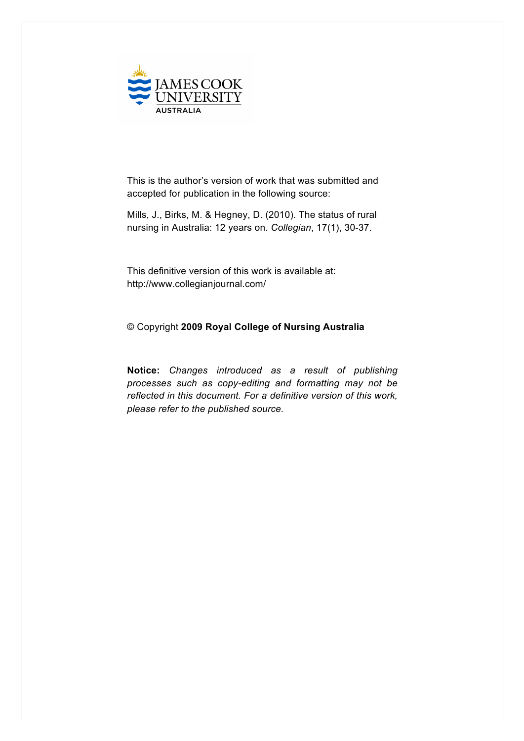JAMES COOK UNIVERSITY
AUSTRALIA

This is the author's version of work that was submitted and accepted for publication in the following source:

Mills, J., Birks, M. & Hegney, D. (2010). The status of rural nursing in Australia: 12 years on. *Collegian*, 17(1), 30-37.

This definitive version of this work is available at:
http://www.collegianjournal.com/

© Copyright **2009 Royal College of Nursing Australia**

**Notice:** *Changes introduced as a result of publishing processes such as copy-editing and formatting may not be reflected in this document. For a definitive version of this work, please refer to the published source.*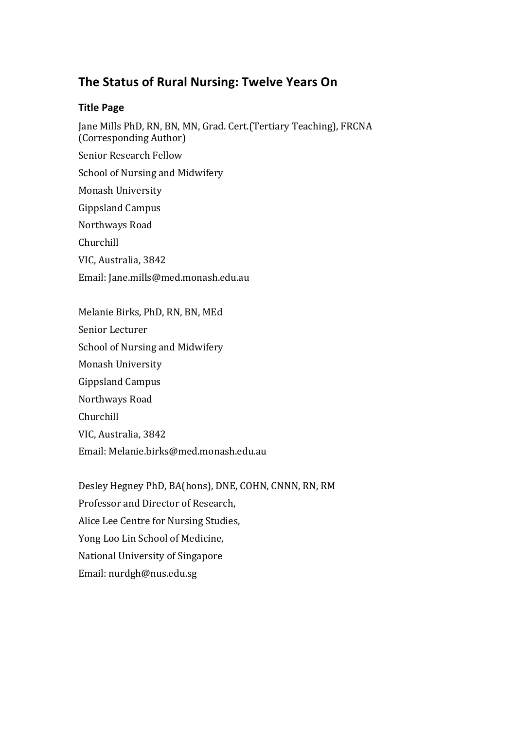# The Status of Rural Nursing: Twelve Years On

## Title Page

Jane Mills PhD, RN, BN, MN, Grad. Cert.(Tertiary Teaching), FRCNA (Corresponding Author)

Senior Research Fellow

School of Nursing and Midwifery

Monash University

Gippsland Campus

Northways Road

Churchill

VIC, Australia, 3842

Email: Jane.mills@med.monash.edu.au

Melanie Birks, PhD, RN, BN, MEd

Senior Lecturer

School of Nursing and Midwifery

Monash University

Gippsland Campus

Northways Road

Churchill

VIC, Australia, 3842

Email: Melanie.birks@med.monash.edu.au

Desley Hegney PhD, BA(hons), DNE, COHN, CNNN, RN, RM

Professor and Director of Research,

Alice Lee Centre for Nursing Studies,

Yong Loo Lin School of Medicine,

National University of Singapore

Email: nurdgh@nus.edu.sg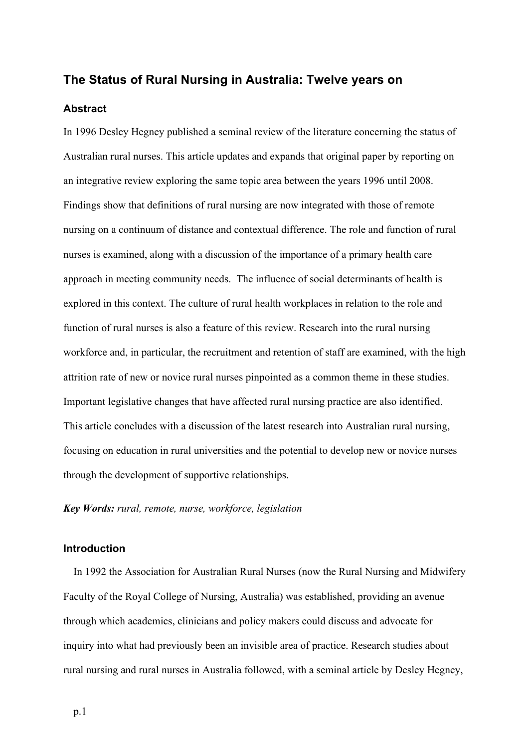## The Status of Rural Nursing in Australia: Twelve years on

### Abstract

In 1996 Desley Hegney published a seminal review of the literature concerning the status of Australian rural nurses. This article updates and expands that original paper by reporting on an integrative review exploring the same topic area between the years 1996 until 2008. Findings show that definitions of rural nursing are now integrated with those of remote nursing on a continuum of distance and contextual difference. The role and function of rural nurses is examined, along with a discussion of the importance of a primary health care approach in meeting community needs. The influence of social determinants of health is explored in this context. The culture of rural health workplaces in relation to the role and function of rural nurses is also a feature of this review. Research into the rural nursing workforce and, in particular, the recruitment and retention of staff are examined, with the high attrition rate of new or novice rural nurses pinpointed as a common theme in these studies. Important legislative changes that have affected rural nursing practice are also identified. This article concludes with a discussion of the latest research into Australian rural nursing, focusing on education in rural universities and the potential to develop new or novice nurses through the development of supportive relationships.

***Key Words:*** *rural, remote, nurse, workforce, legislation*

### Introduction

In 1992 the Association for Australian Rural Nurses (now the Rural Nursing and Midwifery Faculty of the Royal College of Nursing, Australia) was established, providing an avenue through which academics, clinicians and policy makers could discuss and advocate for inquiry into what had previously been an invisible area of practice. Research studies about rural nursing and rural nurses in Australia followed, with a seminal article by Desley Hegney,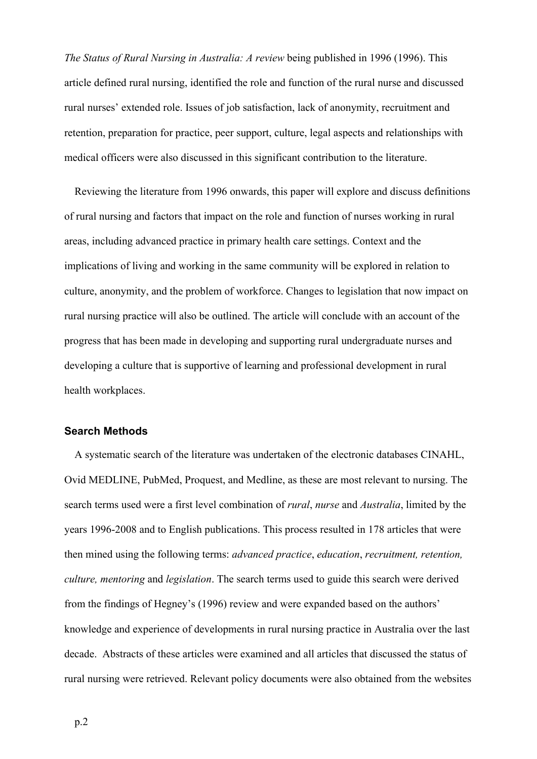*The Status of Rural Nursing in Australia: A review* being published in 1996 (1996). This article defined rural nursing, identified the role and function of the rural nurse and discussed rural nurses' extended role. Issues of job satisfaction, lack of anonymity, recruitment and retention, preparation for practice, peer support, culture, legal aspects and relationships with medical officers were also discussed in this significant contribution to the literature.

Reviewing the literature from 1996 onwards, this paper will explore and discuss definitions of rural nursing and factors that impact on the role and function of nurses working in rural areas, including advanced practice in primary health care settings. Context and the implications of living and working in the same community will be explored in relation to culture, anonymity, and the problem of workforce. Changes to legislation that now impact on rural nursing practice will also be outlined. The article will conclude with an account of the progress that has been made in developing and supporting rural undergraduate nurses and developing a culture that is supportive of learning and professional development in rural health workplaces.

### Search Methods

A systematic search of the literature was undertaken of the electronic databases CINAHL, Ovid MEDLINE, PubMed, Proquest, and Medline, as these are most relevant to nursing. The search terms used were a first level combination of *rural*, *nurse* and *Australia*, limited by the years 1996-2008 and to English publications. This process resulted in 178 articles that were then mined using the following terms: *advanced practice*, *education*, *recruitment, retention, culture, mentoring* and *legislation*. The search terms used to guide this search were derived from the findings of Hegney's (1996) review and were expanded based on the authors' knowledge and experience of developments in rural nursing practice in Australia over the last decade. Abstracts of these articles were examined and all articles that discussed the status of rural nursing were retrieved. Relevant policy documents were also obtained from the websites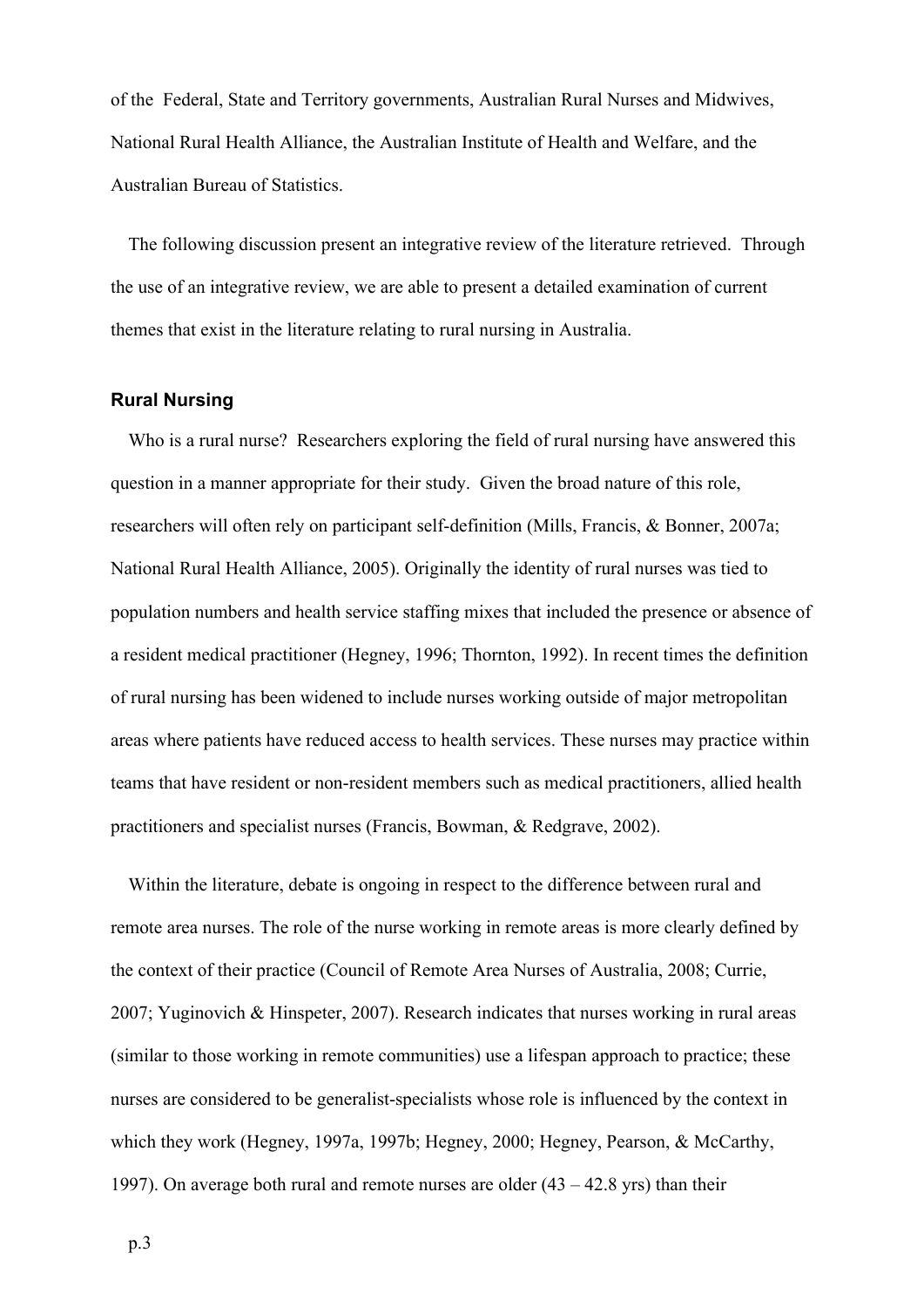of the  Federal, State and Territory governments, Australian Rural Nurses and Midwives, National Rural Health Alliance, the Australian Institute of Health and Welfare, and the Australian Bureau of Statistics.

The following discussion present an integrative review of the literature retrieved.  Through the use of an integrative review, we are able to present a detailed examination of current themes that exist in the literature relating to rural nursing in Australia.

### Rural Nursing

Who is a rural nurse?  Researchers exploring the field of rural nursing have answered this question in a manner appropriate for their study.  Given the broad nature of this role, researchers will often rely on participant self-definition (Mills, Francis, & Bonner, 2007a; National Rural Health Alliance, 2005). Originally the identity of rural nurses was tied to population numbers and health service staffing mixes that included the presence or absence of a resident medical practitioner (Hegney, 1996; Thornton, 1992). In recent times the definition of rural nursing has been widened to include nurses working outside of major metropolitan areas where patients have reduced access to health services. These nurses may practice within teams that have resident or non-resident members such as medical practitioners, allied health practitioners and specialist nurses (Francis, Bowman, & Redgrave, 2002).

Within the literature, debate is ongoing in respect to the difference between rural and remote area nurses. The role of the nurse working in remote areas is more clearly defined by the context of their practice (Council of Remote Area Nurses of Australia, 2008; Currie, 2007; Yuginovich & Hinspeter, 2007). Research indicates that nurses working in rural areas (similar to those working in remote communities) use a lifespan approach to practice; these nurses are considered to be generalist-specialists whose role is influenced by the context in which they work (Hegney, 1997a, 1997b; Hegney, 2000; Hegney, Pearson, & McCarthy, 1997). On average both rural and remote nurses are older (43 – 42.8 yrs) than their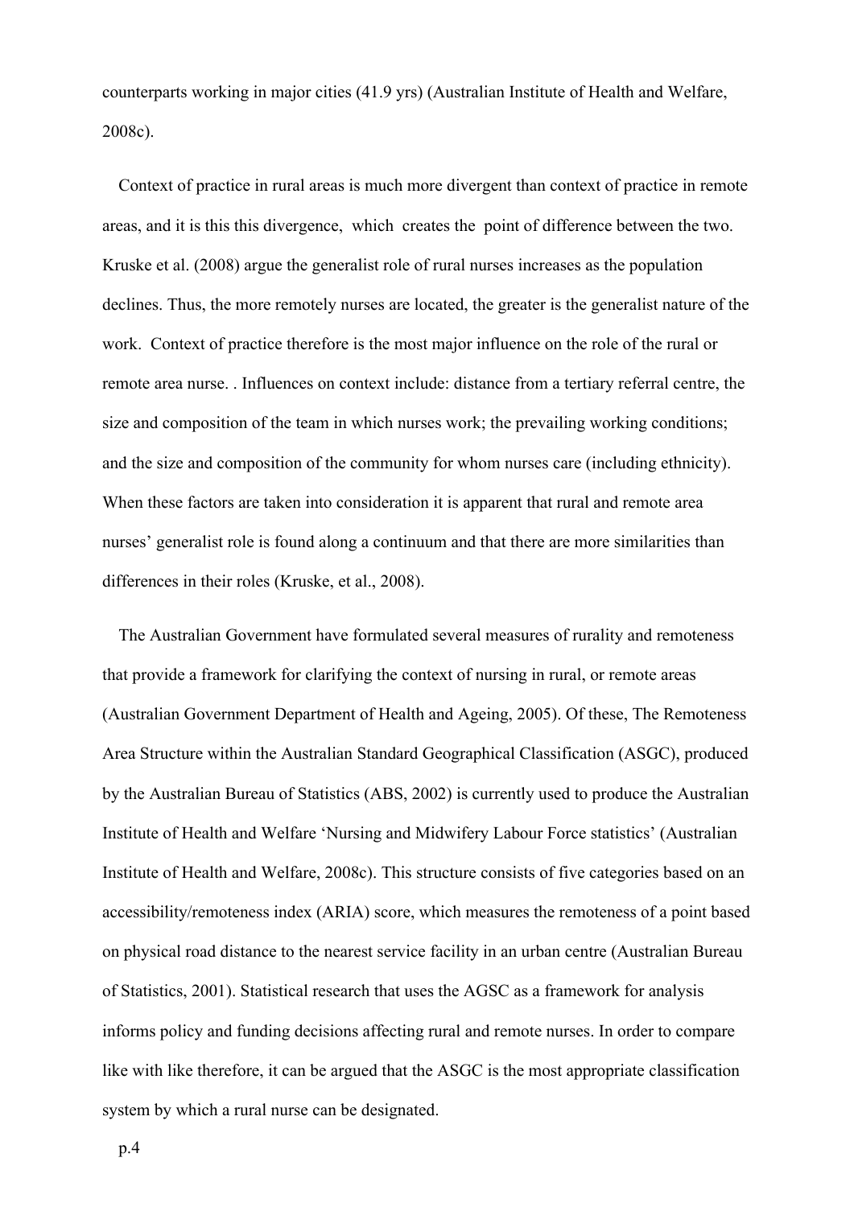counterparts working in major cities (41.9 yrs) (Australian Institute of Health and Welfare, 2008c).

Context of practice in rural areas is much more divergent than context of practice in remote areas, and it is this this divergence, which creates the point of difference between the two. Kruske et al. (2008) argue the generalist role of rural nurses increases as the population declines. Thus, the more remotely nurses are located, the greater is the generalist nature of the work. Context of practice therefore is the most major influence on the role of the rural or remote area nurse. . Influences on context include: distance from a tertiary referral centre, the size and composition of the team in which nurses work; the prevailing working conditions; and the size and composition of the community for whom nurses care (including ethnicity). When these factors are taken into consideration it is apparent that rural and remote area nurses' generalist role is found along a continuum and that there are more similarities than differences in their roles (Kruske, et al., 2008).

The Australian Government have formulated several measures of rurality and remoteness that provide a framework for clarifying the context of nursing in rural, or remote areas (Australian Government Department of Health and Ageing, 2005). Of these, The Remoteness Area Structure within the Australian Standard Geographical Classification (ASGC), produced by the Australian Bureau of Statistics (ABS, 2002) is currently used to produce the Australian Institute of Health and Welfare 'Nursing and Midwifery Labour Force statistics' (Australian Institute of Health and Welfare, 2008c). This structure consists of five categories based on an accessibility/remoteness index (ARIA) score, which measures the remoteness of a point based on physical road distance to the nearest service facility in an urban centre (Australian Bureau of Statistics, 2001). Statistical research that uses the AGSC as a framework for analysis informs policy and funding decisions affecting rural and remote nurses. In order to compare like with like therefore, it can be argued that the ASGC is the most appropriate classification system by which a rural nurse can be designated.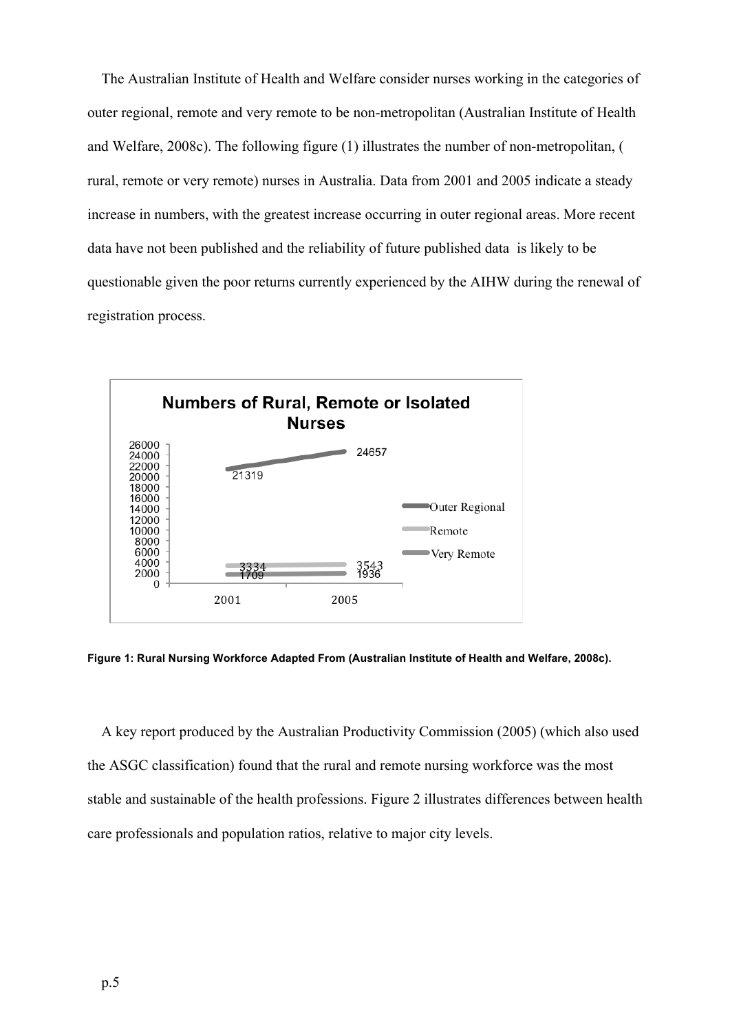The Australian Institute of Health and Welfare consider nurses working in the categories of outer regional, remote and very remote to be non-metropolitan (Australian Institute of Health and Welfare, 2008c). The following figure (1) illustrates the number of non-metropolitan, ( rural, remote or very remote) nurses in Australia. Data from 2001 and 2005 indicate a steady increase in numbers, with the greatest increase occurring in outer regional areas. More recent data have not been published and the reliability of future published data  is likely to be questionable given the poor returns currently experienced by the AIHW during the renewal of registration process.

**Numbers of Rural, Remote or Isolated Nurses**

| | 2001 | 2005 |
|---|---|---|
| Outer Regional | 21319 | 24657 |
| Remote | 3334 | 3543 |
| Very Remote | 1709 | 1936 |

**Figure 1: Rural Nursing Workforce Adapted From (Australian Institute of Health and Welfare, 2008c).**

A key report produced by the Australian Productivity Commission (2005) (which also used the ASGC classification) found that the rural and remote nursing workforce was the most stable and sustainable of the health professions. Figure 2 illustrates differences between health care professionals and population ratios, relative to major city levels.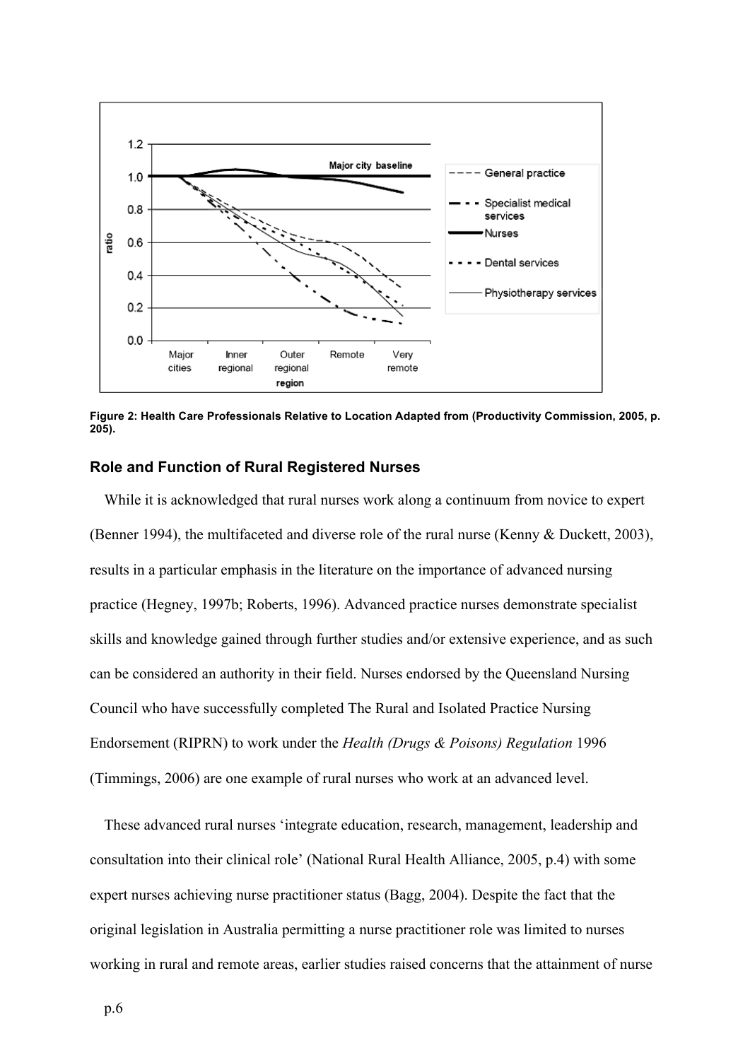Figure 2: Health Care Professionals Relative to Location Adapted from (Productivity Commission, 2005, p. 205).

## Role and Function of Rural Registered Nurses

While it is acknowledged that rural nurses work along a continuum from novice to expert (Benner 1994), the multifaceted and diverse role of the rural nurse (Kenny & Duckett, 2003), results in a particular emphasis in the literature on the importance of advanced nursing practice (Hegney, 1997b; Roberts, 1996). Advanced practice nurses demonstrate specialist skills and knowledge gained through further studies and/or extensive experience, and as such can be considered an authority in their field. Nurses endorsed by the Queensland Nursing Council who have successfully completed The Rural and Isolated Practice Nursing Endorsement (RIPRN) to work under the *Health (Drugs & Poisons) Regulation* 1996 (Timmings, 2006) are one example of rural nurses who work at an advanced level.

These advanced rural nurses 'integrate education, research, management, leadership and consultation into their clinical role' (National Rural Health Alliance, 2005, p.4) with some expert nurses achieving nurse practitioner status (Bagg, 2004). Despite the fact that the original legislation in Australia permitting a nurse practitioner role was limited to nurses working in rural and remote areas, earlier studies raised concerns that the attainment of nurse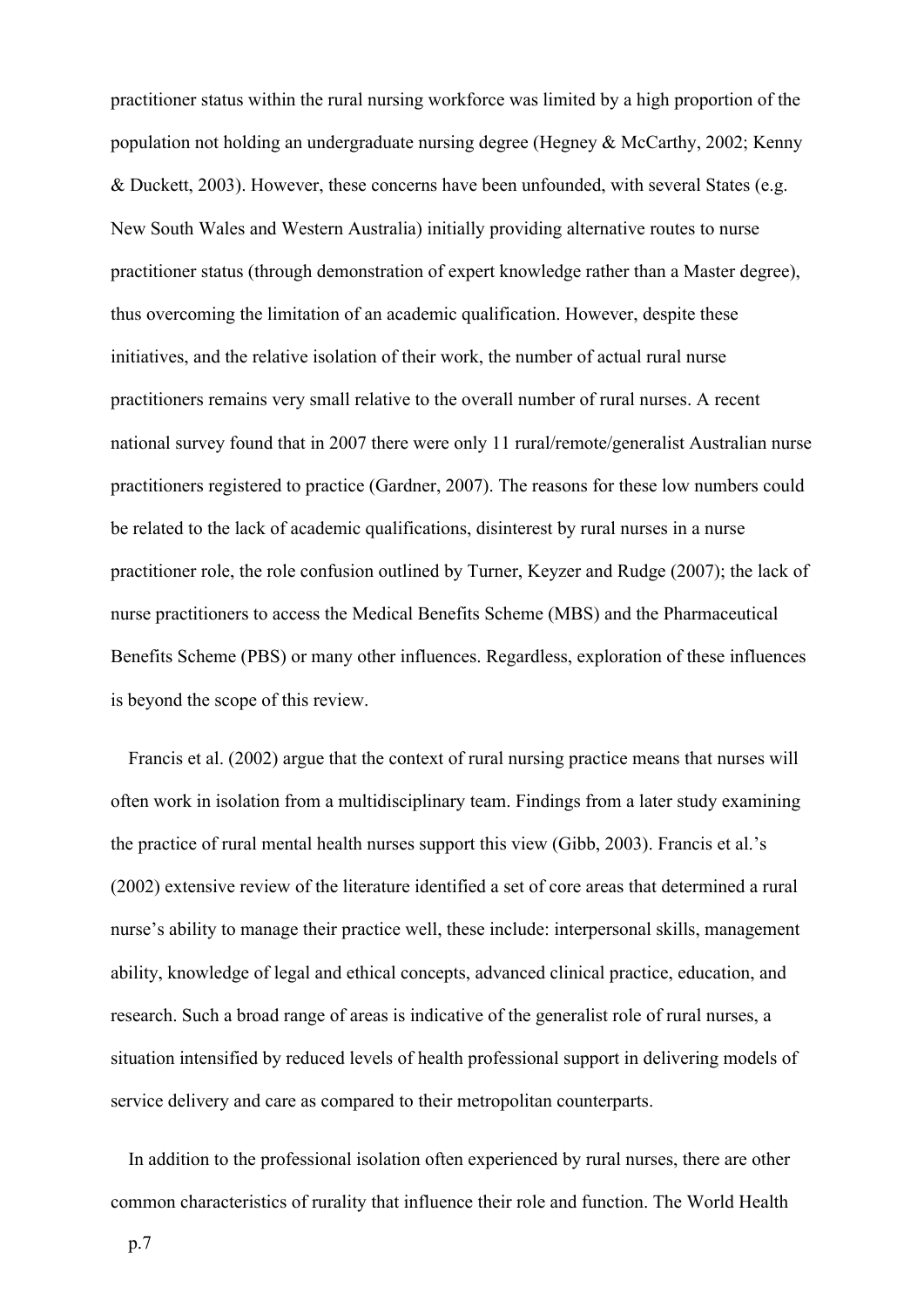practitioner status within the rural nursing workforce was limited by a high proportion of the population not holding an undergraduate nursing degree (Hegney & McCarthy, 2002; Kenny & Duckett, 2003). However, these concerns have been unfounded, with several States (e.g. New South Wales and Western Australia) initially providing alternative routes to nurse practitioner status (through demonstration of expert knowledge rather than a Master degree), thus overcoming the limitation of an academic qualification. However, despite these initiatives, and the relative isolation of their work, the number of actual rural nurse practitioners remains very small relative to the overall number of rural nurses. A recent national survey found that in 2007 there were only 11 rural/remote/generalist Australian nurse practitioners registered to practice (Gardner, 2007). The reasons for these low numbers could be related to the lack of academic qualifications, disinterest by rural nurses in a nurse practitioner role, the role confusion outlined by Turner, Keyzer and Rudge (2007); the lack of nurse practitioners to access the Medical Benefits Scheme (MBS) and the Pharmaceutical Benefits Scheme (PBS) or many other influences. Regardless, exploration of these influences is beyond the scope of this review.

Francis et al. (2002) argue that the context of rural nursing practice means that nurses will often work in isolation from a multidisciplinary team. Findings from a later study examining the practice of rural mental health nurses support this view (Gibb, 2003). Francis et al.'s (2002) extensive review of the literature identified a set of core areas that determined a rural nurse's ability to manage their practice well, these include: interpersonal skills, management ability, knowledge of legal and ethical concepts, advanced clinical practice, education, and research. Such a broad range of areas is indicative of the generalist role of rural nurses, a situation intensified by reduced levels of health professional support in delivering models of service delivery and care as compared to their metropolitan counterparts.

In addition to the professional isolation often experienced by rural nurses, there are other common characteristics of rurality that influence their role and function. The World Health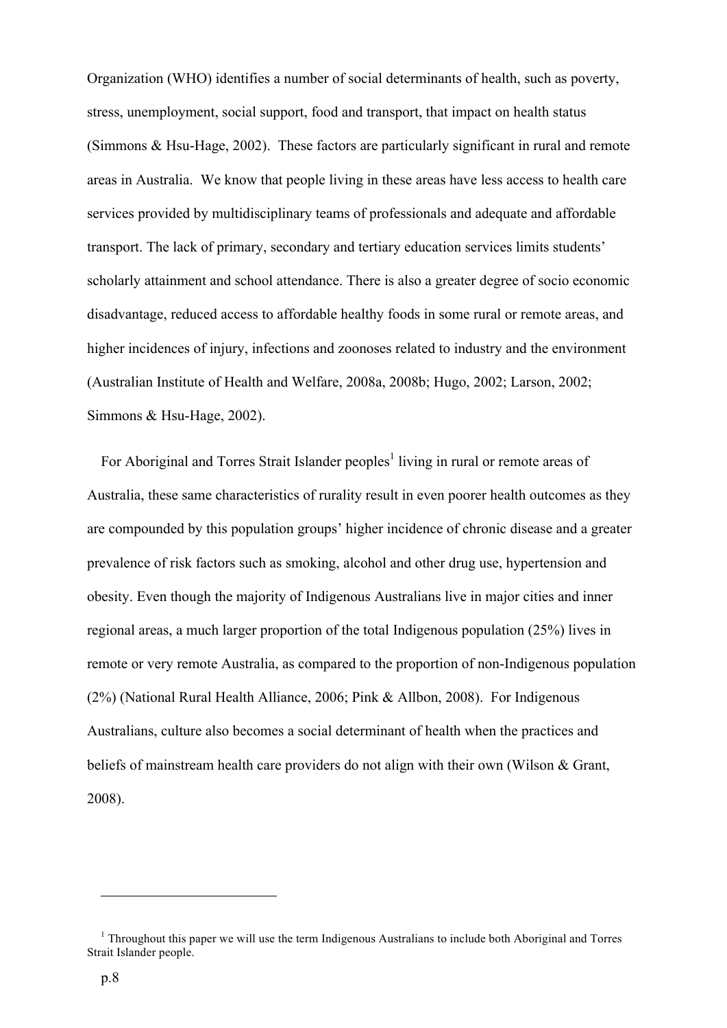Organization (WHO) identifies a number of social determinants of health, such as poverty, stress, unemployment, social support, food and transport, that impact on health status (Simmons & Hsu-Hage, 2002). These factors are particularly significant in rural and remote areas in Australia. We know that people living in these areas have less access to health care services provided by multidisciplinary teams of professionals and adequate and affordable transport. The lack of primary, secondary and tertiary education services limits students' scholarly attainment and school attendance. There is also a greater degree of socio economic disadvantage, reduced access to affordable healthy foods in some rural or remote areas, and higher incidences of injury, infections and zoonoses related to industry and the environment (Australian Institute of Health and Welfare, 2008a, 2008b; Hugo, 2002; Larson, 2002; Simmons & Hsu-Hage, 2002).

For Aboriginal and Torres Strait Islander peoples[1] living in rural or remote areas of Australia, these same characteristics of rurality result in even poorer health outcomes as they are compounded by this population groups' higher incidence of chronic disease and a greater prevalence of risk factors such as smoking, alcohol and other drug use, hypertension and obesity. Even though the majority of Indigenous Australians live in major cities and inner regional areas, a much larger proportion of the total Indigenous population (25%) lives in remote or very remote Australia, as compared to the proportion of non-Indigenous population (2%) (National Rural Health Alliance, 2006; Pink & Allbon, 2008). For Indigenous Australians, culture also becomes a social determinant of health when the practices and beliefs of mainstream health care providers do not align with their own (Wilson & Grant, 2008).

[1] Throughout this paper we will use the term Indigenous Australians to include both Aboriginal and Torres Strait Islander people.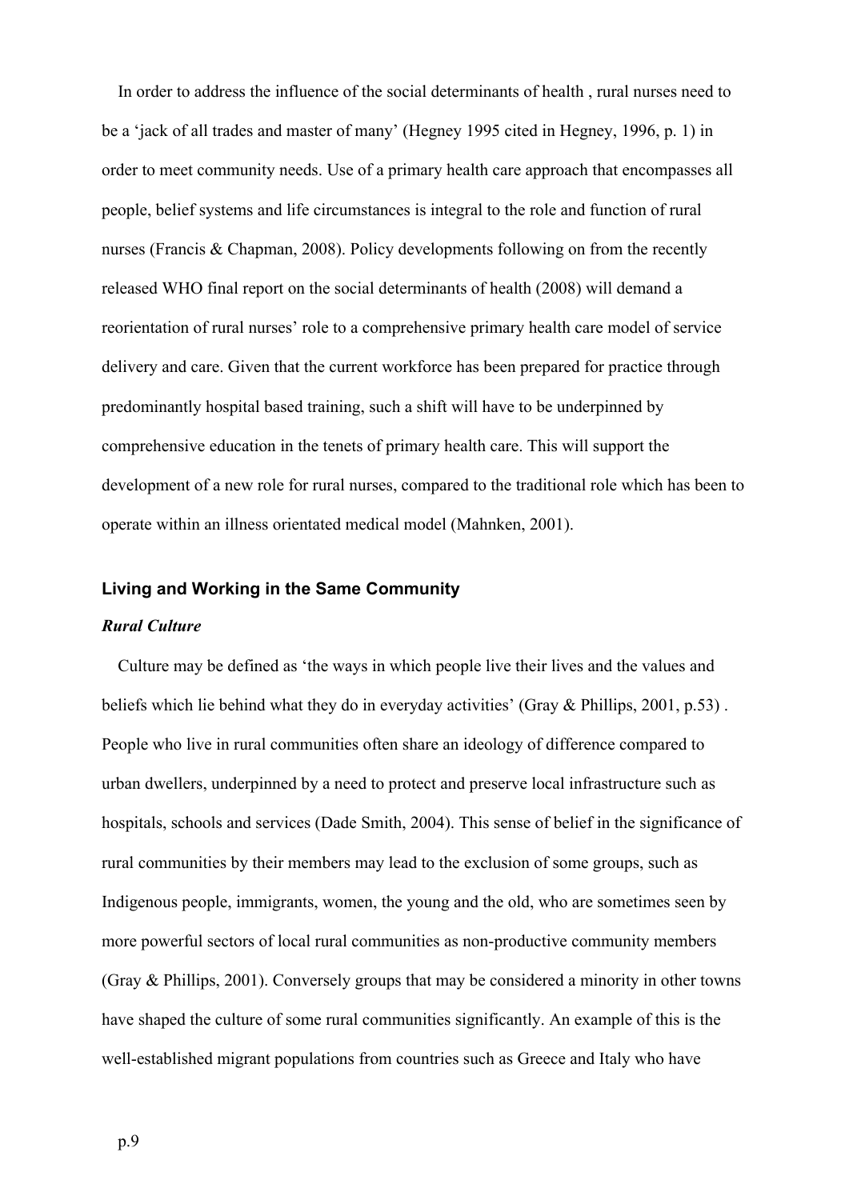In order to address the influence of the social determinants of health , rural nurses need to be a 'jack of all trades and master of many' (Hegney 1995 cited in Hegney, 1996, p. 1) in order to meet community needs. Use of a primary health care approach that encompasses all people, belief systems and life circumstances is integral to the role and function of rural nurses (Francis & Chapman, 2008). Policy developments following on from the recently released WHO final report on the social determinants of health (2008) will demand a reorientation of rural nurses' role to a comprehensive primary health care model of service delivery and care. Given that the current workforce has been prepared for practice through predominantly hospital based training, such a shift will have to be underpinned by comprehensive education in the tenets of primary health care. This will support the development of a new role for rural nurses, compared to the traditional role which has been to operate within an illness orientated medical model (Mahnken, 2001).

## Living and Working in the Same Community

### *Rural Culture*

Culture may be defined as 'the ways in which people live their lives and the values and beliefs which lie behind what they do in everyday activities' (Gray & Phillips, 2001, p.53) . People who live in rural communities often share an ideology of difference compared to urban dwellers, underpinned by a need to protect and preserve local infrastructure such as hospitals, schools and services (Dade Smith, 2004). This sense of belief in the significance of rural communities by their members may lead to the exclusion of some groups, such as Indigenous people, immigrants, women, the young and the old, who are sometimes seen by more powerful sectors of local rural communities as non-productive community members (Gray & Phillips, 2001). Conversely groups that may be considered a minority in other towns have shaped the culture of some rural communities significantly. An example of this is the well-established migrant populations from countries such as Greece and Italy who have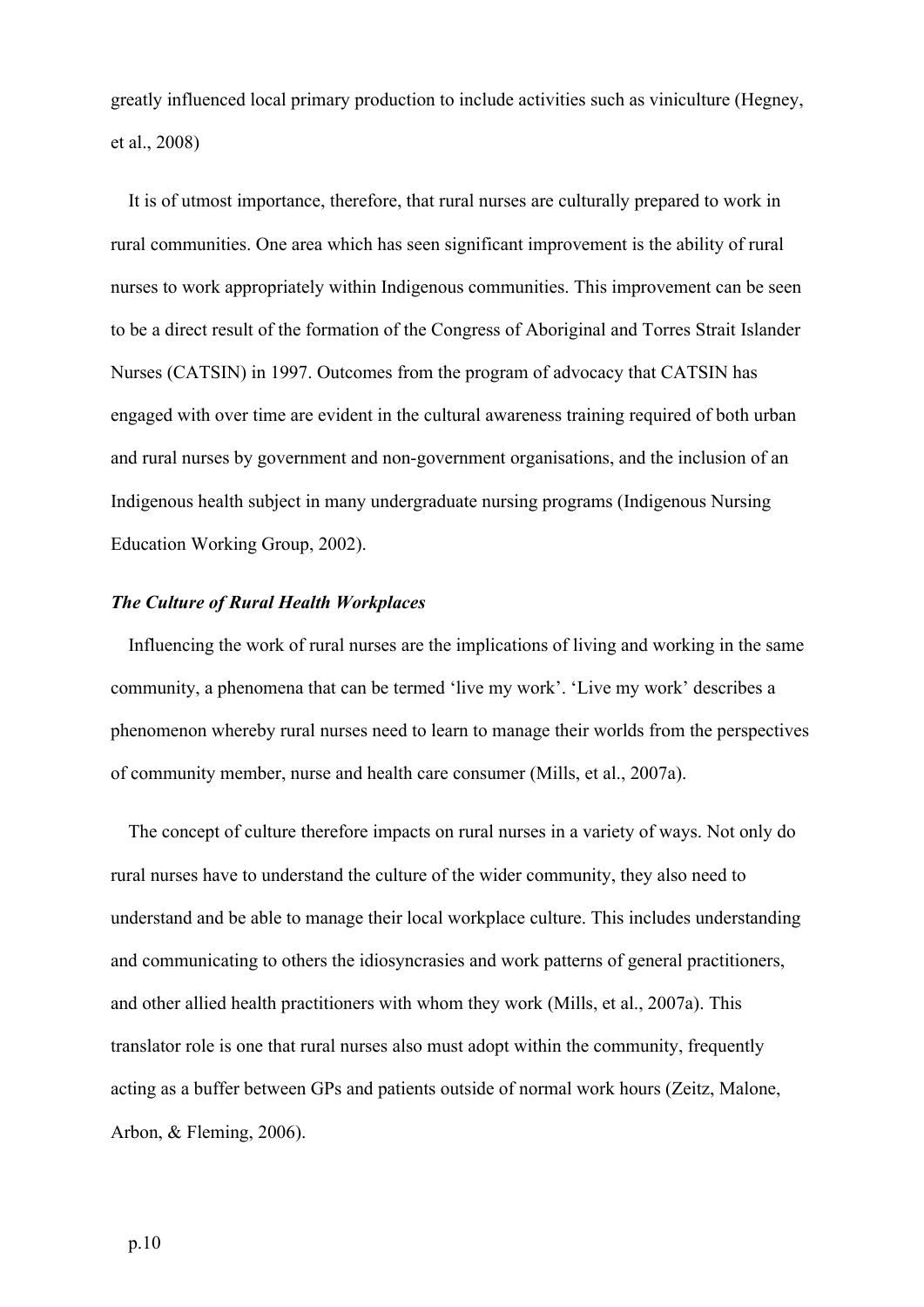greatly influenced local primary production to include activities such as viniculture (Hegney, et al., 2008)

It is of utmost importance, therefore, that rural nurses are culturally prepared to work in rural communities. One area which has seen significant improvement is the ability of rural nurses to work appropriately within Indigenous communities. This improvement can be seen to be a direct result of the formation of the Congress of Aboriginal and Torres Strait Islander Nurses (CATSIN) in 1997. Outcomes from the program of advocacy that CATSIN has engaged with over time are evident in the cultural awareness training required of both urban and rural nurses by government and non-government organisations, and the inclusion of an Indigenous health subject in many undergraduate nursing programs (Indigenous Nursing Education Working Group, 2002).

### *The Culture of Rural Health Workplaces*

Influencing the work of rural nurses are the implications of living and working in the same community, a phenomena that can be termed 'live my work'. 'Live my work' describes a phenomenon whereby rural nurses need to learn to manage their worlds from the perspectives of community member, nurse and health care consumer (Mills, et al., 2007a).

The concept of culture therefore impacts on rural nurses in a variety of ways. Not only do rural nurses have to understand the culture of the wider community, they also need to understand and be able to manage their local workplace culture. This includes understanding and communicating to others the idiosyncrasies and work patterns of general practitioners, and other allied health practitioners with whom they work (Mills, et al., 2007a). This translator role is one that rural nurses also must adopt within the community, frequently acting as a buffer between GPs and patients outside of normal work hours (Zeitz, Malone, Arbon, & Fleming, 2006).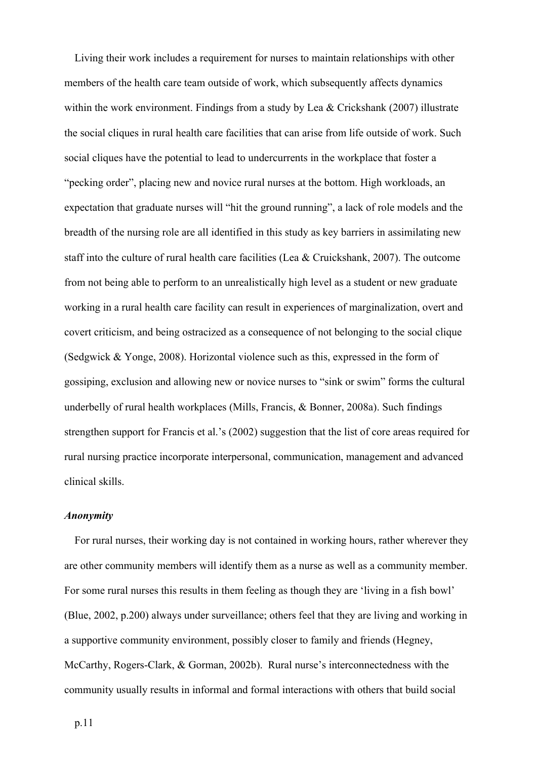Living their work includes a requirement for nurses to maintain relationships with other members of the health care team outside of work, which subsequently affects dynamics within the work environment. Findings from a study by Lea & Crickshank (2007) illustrate the social cliques in rural health care facilities that can arise from life outside of work. Such social cliques have the potential to lead to undercurrents in the workplace that foster a "pecking order", placing new and novice rural nurses at the bottom. High workloads, an expectation that graduate nurses will "hit the ground running", a lack of role models and the breadth of the nursing role are all identified in this study as key barriers in assimilating new staff into the culture of rural health care facilities (Lea & Cruickshank, 2007). The outcome from not being able to perform to an unrealistically high level as a student or new graduate working in a rural health care facility can result in experiences of marginalization, overt and covert criticism, and being ostracized as a consequence of not belonging to the social clique (Sedgwick & Yonge, 2008). Horizontal violence such as this, expressed in the form of gossiping, exclusion and allowing new or novice nurses to "sink or swim" forms the cultural underbelly of rural health workplaces (Mills, Francis, & Bonner, 2008a). Such findings strengthen support for Francis et al.'s (2002) suggestion that the list of core areas required for rural nursing practice incorporate interpersonal, communication, management and advanced clinical skills.

### *Anonymity*

For rural nurses, their working day is not contained in working hours, rather wherever they are other community members will identify them as a nurse as well as a community member. For some rural nurses this results in them feeling as though they are 'living in a fish bowl' (Blue, 2002, p.200) always under surveillance; others feel that they are living and working in a supportive community environment, possibly closer to family and friends (Hegney, McCarthy, Rogers-Clark, & Gorman, 2002b). Rural nurse's interconnectedness with the community usually results in informal and formal interactions with others that build social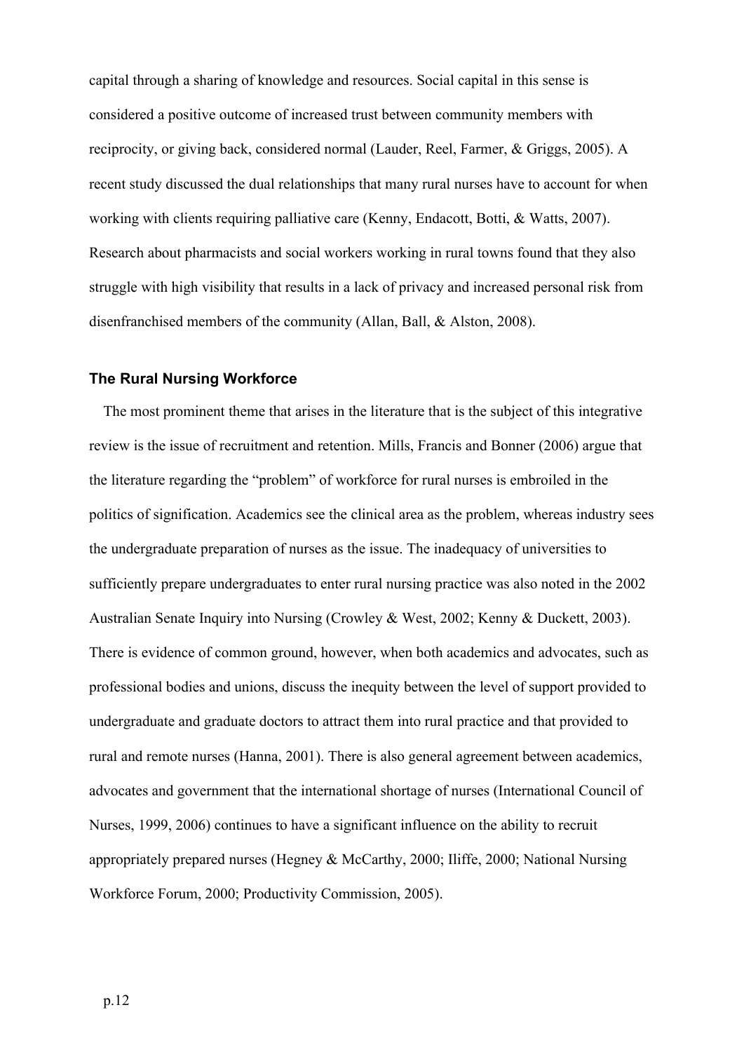capital through a sharing of knowledge and resources. Social capital in this sense is considered a positive outcome of increased trust between community members with reciprocity, or giving back, considered normal (Lauder, Reel, Farmer, & Griggs, 2005). A recent study discussed the dual relationships that many rural nurses have to account for when working with clients requiring palliative care (Kenny, Endacott, Botti, & Watts, 2007). Research about pharmacists and social workers working in rural towns found that they also struggle with high visibility that results in a lack of privacy and increased personal risk from disenfranchised members of the community (Allan, Ball, & Alston, 2008).

### The Rural Nursing Workforce

The most prominent theme that arises in the literature that is the subject of this integrative review is the issue of recruitment and retention. Mills, Francis and Bonner (2006) argue that the literature regarding the "problem" of workforce for rural nurses is embroiled in the politics of signification. Academics see the clinical area as the problem, whereas industry sees the undergraduate preparation of nurses as the issue. The inadequacy of universities to sufficiently prepare undergraduates to enter rural nursing practice was also noted in the 2002 Australian Senate Inquiry into Nursing (Crowley & West, 2002; Kenny & Duckett, 2003). There is evidence of common ground, however, when both academics and advocates, such as professional bodies and unions, discuss the inequity between the level of support provided to undergraduate and graduate doctors to attract them into rural practice and that provided to rural and remote nurses (Hanna, 2001). There is also general agreement between academics, advocates and government that the international shortage of nurses (International Council of Nurses, 1999, 2006) continues to have a significant influence on the ability to recruit appropriately prepared nurses (Hegney & McCarthy, 2000; Iliffe, 2000; National Nursing Workforce Forum, 2000; Productivity Commission, 2005).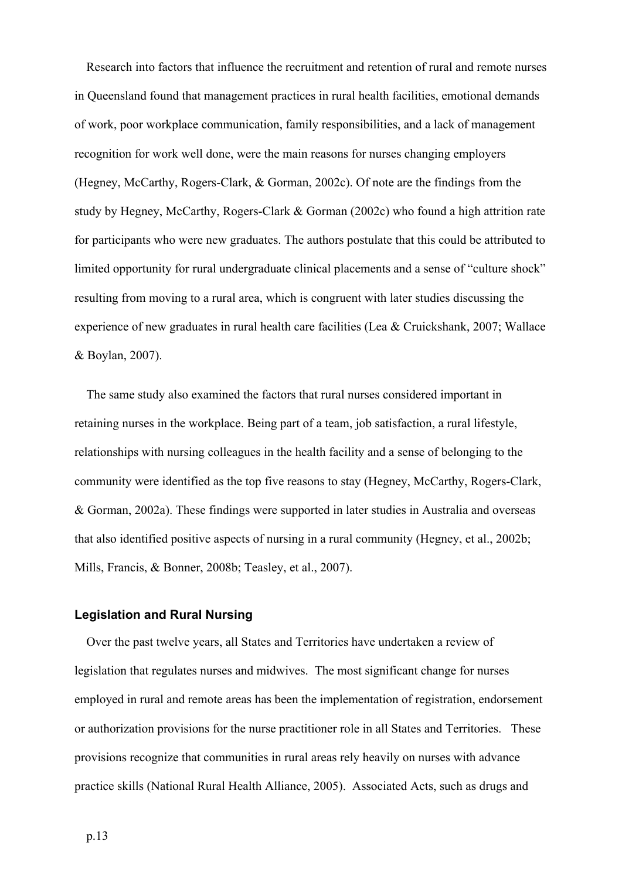Research into factors that influence the recruitment and retention of rural and remote nurses in Queensland found that management practices in rural health facilities, emotional demands of work, poor workplace communication, family responsibilities, and a lack of management recognition for work well done, were the main reasons for nurses changing employers (Hegney, McCarthy, Rogers-Clark, & Gorman, 2002c). Of note are the findings from the study by Hegney, McCarthy, Rogers-Clark & Gorman (2002c) who found a high attrition rate for participants who were new graduates. The authors postulate that this could be attributed to limited opportunity for rural undergraduate clinical placements and a sense of "culture shock" resulting from moving to a rural area, which is congruent with later studies discussing the experience of new graduates in rural health care facilities (Lea & Cruickshank, 2007; Wallace & Boylan, 2007).

The same study also examined the factors that rural nurses considered important in retaining nurses in the workplace. Being part of a team, job satisfaction, a rural lifestyle, relationships with nursing colleagues in the health facility and a sense of belonging to the community were identified as the top five reasons to stay (Hegney, McCarthy, Rogers-Clark, & Gorman, 2002a). These findings were supported in later studies in Australia and overseas that also identified positive aspects of nursing in a rural community (Hegney, et al., 2002b; Mills, Francis, & Bonner, 2008b; Teasley, et al., 2007).

### Legislation and Rural Nursing

Over the past twelve years, all States and Territories have undertaken a review of legislation that regulates nurses and midwives. The most significant change for nurses employed in rural and remote areas has been the implementation of registration, endorsement or authorization provisions for the nurse practitioner role in all States and Territories. These provisions recognize that communities in rural areas rely heavily on nurses with advance practice skills (National Rural Health Alliance, 2005). Associated Acts, such as drugs and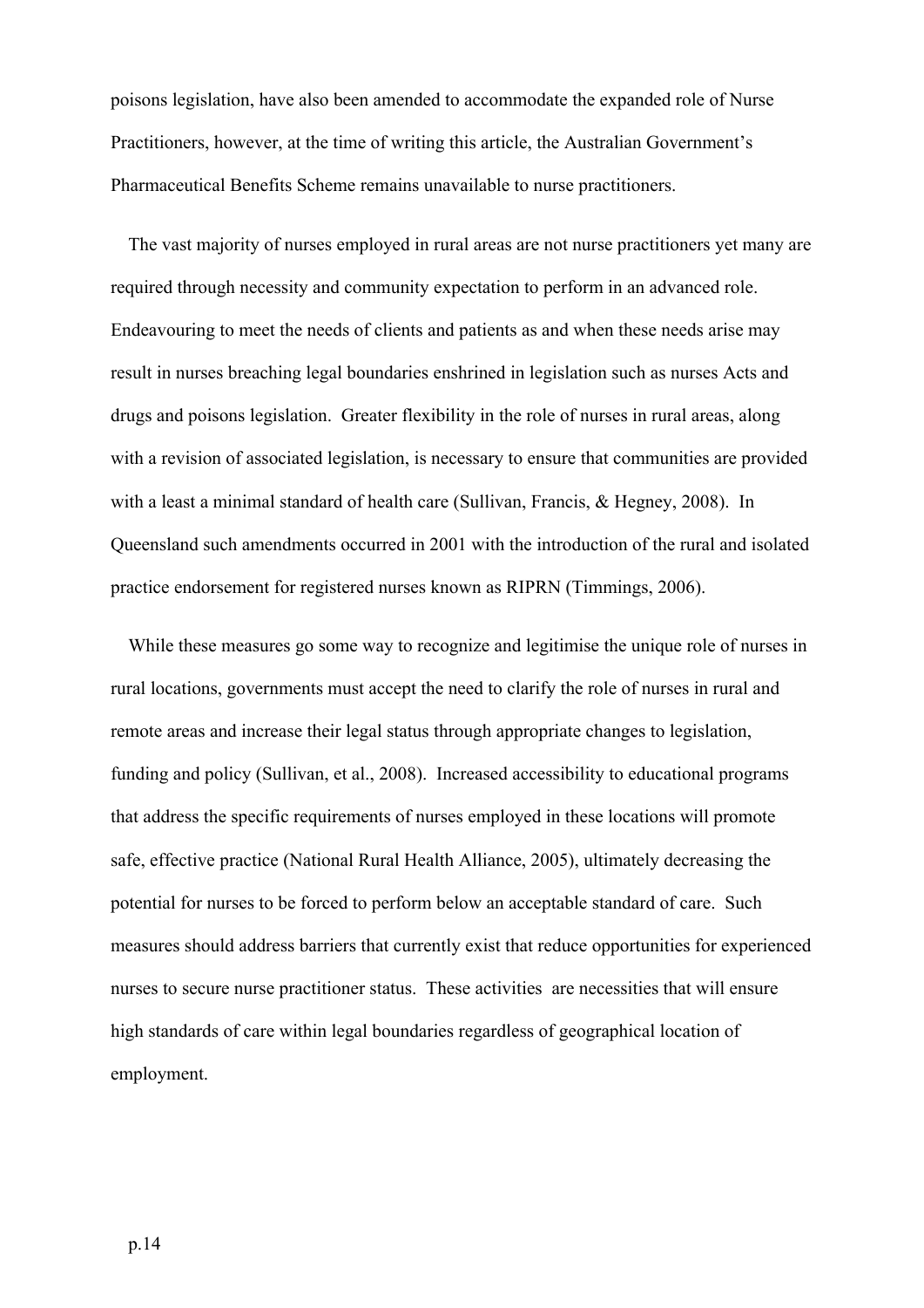poisons legislation, have also been amended to accommodate the expanded role of Nurse Practitioners, however, at the time of writing this article, the Australian Government's Pharmaceutical Benefits Scheme remains unavailable to nurse practitioners.

The vast majority of nurses employed in rural areas are not nurse practitioners yet many are required through necessity and community expectation to perform in an advanced role. Endeavouring to meet the needs of clients and patients as and when these needs arise may result in nurses breaching legal boundaries enshrined in legislation such as nurses Acts and drugs and poisons legislation. Greater flexibility in the role of nurses in rural areas, along with a revision of associated legislation, is necessary to ensure that communities are provided with a least a minimal standard of health care (Sullivan, Francis, & Hegney, 2008). In Queensland such amendments occurred in 2001 with the introduction of the rural and isolated practice endorsement for registered nurses known as RIPRN (Timmings, 2006).

While these measures go some way to recognize and legitimise the unique role of nurses in rural locations, governments must accept the need to clarify the role of nurses in rural and remote areas and increase their legal status through appropriate changes to legislation, funding and policy (Sullivan, et al., 2008). Increased accessibility to educational programs that address the specific requirements of nurses employed in these locations will promote safe, effective practice (National Rural Health Alliance, 2005), ultimately decreasing the potential for nurses to be forced to perform below an acceptable standard of care. Such measures should address barriers that currently exist that reduce opportunities for experienced nurses to secure nurse practitioner status. These activities are necessities that will ensure high standards of care within legal boundaries regardless of geographical location of employment.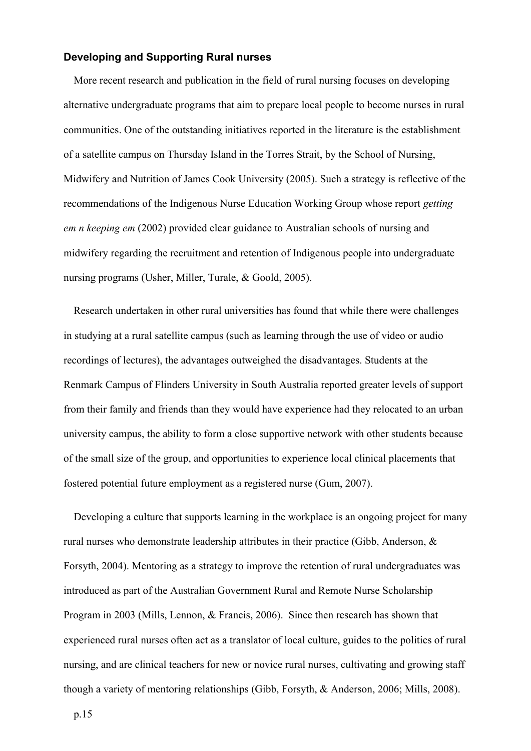### Developing and Supporting Rural nurses

More recent research and publication in the field of rural nursing focuses on developing alternative undergraduate programs that aim to prepare local people to become nurses in rural communities. One of the outstanding initiatives reported in the literature is the establishment of a satellite campus on Thursday Island in the Torres Strait, by the School of Nursing, Midwifery and Nutrition of James Cook University (2005). Such a strategy is reflective of the recommendations of the Indigenous Nurse Education Working Group whose report *getting em n keeping em* (2002) provided clear guidance to Australian schools of nursing and midwifery regarding the recruitment and retention of Indigenous people into undergraduate nursing programs (Usher, Miller, Turale, & Goold, 2005).

Research undertaken in other rural universities has found that while there were challenges in studying at a rural satellite campus (such as learning through the use of video or audio recordings of lectures), the advantages outweighed the disadvantages. Students at the Renmark Campus of Flinders University in South Australia reported greater levels of support from their family and friends than they would have experience had they relocated to an urban university campus, the ability to form a close supportive network with other students because of the small size of the group, and opportunities to experience local clinical placements that fostered potential future employment as a registered nurse (Gum, 2007).

Developing a culture that supports learning in the workplace is an ongoing project for many rural nurses who demonstrate leadership attributes in their practice (Gibb, Anderson, & Forsyth, 2004). Mentoring as a strategy to improve the retention of rural undergraduates was introduced as part of the Australian Government Rural and Remote Nurse Scholarship Program in 2003 (Mills, Lennon, & Francis, 2006). Since then research has shown that experienced rural nurses often act as a translator of local culture, guides to the politics of rural nursing, and are clinical teachers for new or novice rural nurses, cultivating and growing staff though a variety of mentoring relationships (Gibb, Forsyth, & Anderson, 2006; Mills, 2008).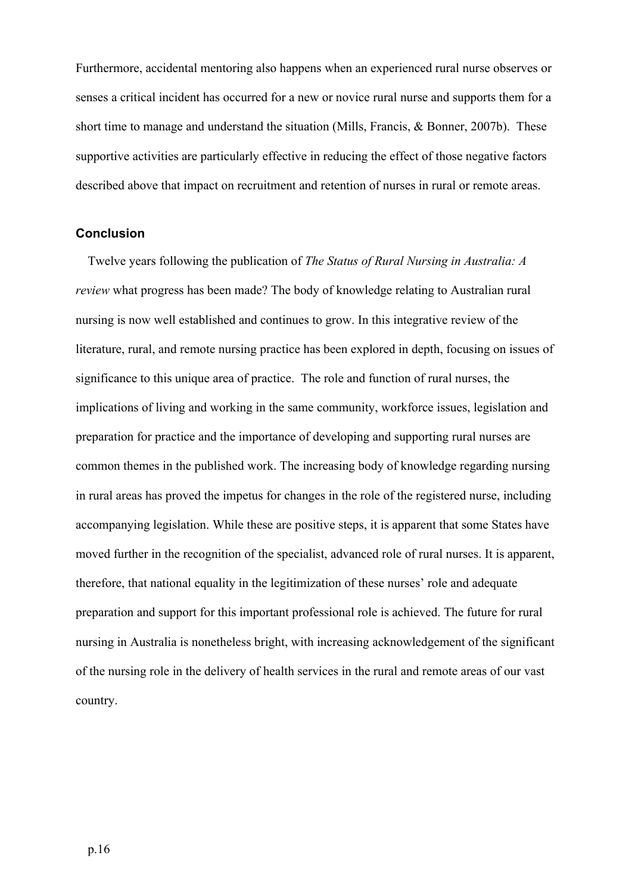Furthermore, accidental mentoring also happens when an experienced rural nurse observes or senses a critical incident has occurred for a new or novice rural nurse and supports them for a short time to manage and understand the situation (Mills, Francis, & Bonner, 2007b). These supportive activities are particularly effective in reducing the effect of those negative factors described above that impact on recruitment and retention of nurses in rural or remote areas.

## Conclusion

Twelve years following the publication of *The Status of Rural Nursing in Australia: A review* what progress has been made? The body of knowledge relating to Australian rural nursing is now well established and continues to grow. In this integrative review of the literature, rural, and remote nursing practice has been explored in depth, focusing on issues of significance to this unique area of practice. The role and function of rural nurses, the implications of living and working in the same community, workforce issues, legislation and preparation for practice and the importance of developing and supporting rural nurses are common themes in the published work. The increasing body of knowledge regarding nursing in rural areas has proved the impetus for changes in the role of the registered nurse, including accompanying legislation. While these are positive steps, it is apparent that some States have moved further in the recognition of the specialist, advanced role of rural nurses. It is apparent, therefore, that national equality in the legitimization of these nurses' role and adequate preparation and support for this important professional role is achieved. The future for rural nursing in Australia is nonetheless bright, with increasing acknowledgement of the significant of the nursing role in the delivery of health services in the rural and remote areas of our vast country.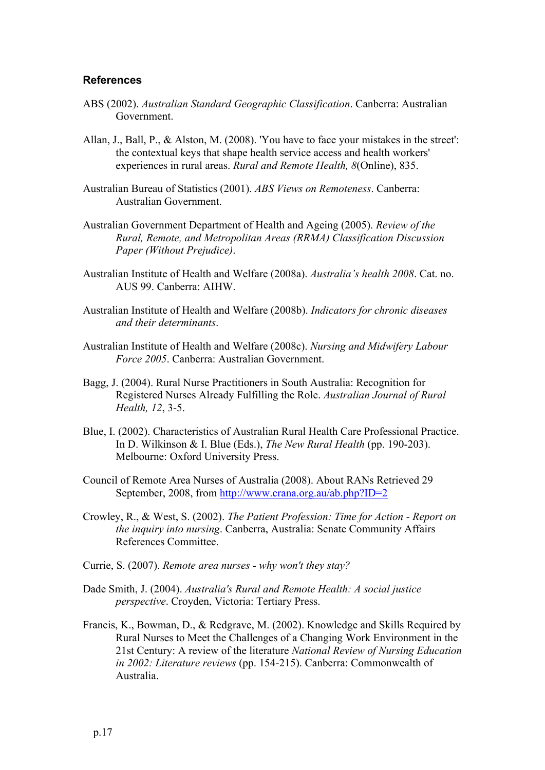### References

ABS (2002). *Australian Standard Geographic Classification*. Canberra: Australian Government.

Allan, J., Ball, P., & Alston, M. (2008). 'You have to face your mistakes in the street': the contextual keys that shape health service access and health workers' experiences in rural areas. *Rural and Remote Health, 8*(Online), 835.

Australian Bureau of Statistics (2001). *ABS Views on Remoteness*. Canberra: Australian Government.

Australian Government Department of Health and Ageing (2005). *Review of the Rural, Remote, and Metropolitan Areas (RRMA) Classification Discussion Paper (Without Prejudice)*.

Australian Institute of Health and Welfare (2008a). *Australia's health 2008*. Cat. no. AUS 99. Canberra: AIHW.

Australian Institute of Health and Welfare (2008b). *Indicators for chronic diseases and their determinants*.

Australian Institute of Health and Welfare (2008c). *Nursing and Midwifery Labour Force 2005*. Canberra: Australian Government.

Bagg, J. (2004). Rural Nurse Practitioners in South Australia: Recognition for Registered Nurses Already Fulfilling the Role. *Australian Journal of Rural Health, 12*, 3-5.

Blue, I. (2002). Characteristics of Australian Rural Health Care Professional Practice. In D. Wilkinson & I. Blue (Eds.), *The New Rural Health* (pp. 190-203). Melbourne: Oxford University Press.

Council of Remote Area Nurses of Australia (2008). About RANs Retrieved 29 September, 2008, from http://www.crana.org.au/ab.php?ID=2

Crowley, R., & West, S. (2002). *The Patient Profession: Time for Action - Report on the inquiry into nursing*. Canberra, Australia: Senate Community Affairs References Committee.

Currie, S. (2007). *Remote area nurses - why won't they stay?*

Dade Smith, J. (2004). *Australia's Rural and Remote Health: A social justice perspective*. Croyden, Victoria: Tertiary Press.

Francis, K., Bowman, D., & Redgrave, M. (2002). Knowledge and Skills Required by Rural Nurses to Meet the Challenges of a Changing Work Environment in the 21st Century: A review of the literature *National Review of Nursing Education in 2002: Literature reviews* (pp. 154-215). Canberra: Commonwealth of Australia.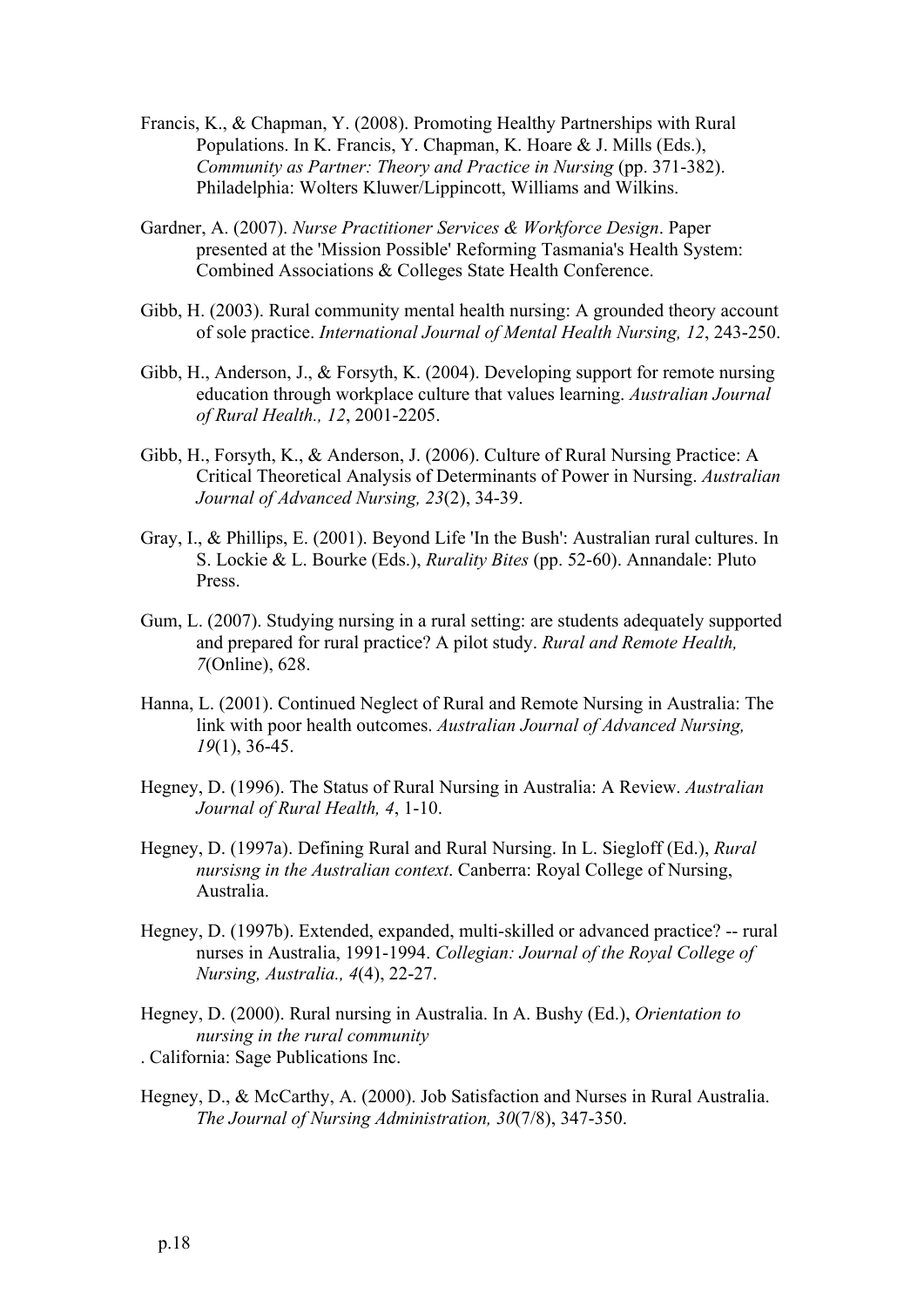Francis, K., & Chapman, Y. (2008). Promoting Healthy Partnerships with Rural Populations. In K. Francis, Y. Chapman, K. Hoare & J. Mills (Eds.), *Community as Partner: Theory and Practice in Nursing* (pp. 371-382). Philadelphia: Wolters Kluwer/Lippincott, Williams and Wilkins.

Gardner, A. (2007). *Nurse Practitioner Services & Workforce Design*. Paper presented at the 'Mission Possible' Reforming Tasmania's Health System: Combined Associations & Colleges State Health Conference.

Gibb, H. (2003). Rural community mental health nursing: A grounded theory account of sole practice. *International Journal of Mental Health Nursing, 12*, 243-250.

Gibb, H., Anderson, J., & Forsyth, K. (2004). Developing support for remote nursing education through workplace culture that values learning. *Australian Journal of Rural Health., 12*, 2001-2205.

Gibb, H., Forsyth, K., & Anderson, J. (2006). Culture of Rural Nursing Practice: A Critical Theoretical Analysis of Determinants of Power in Nursing. *Australian Journal of Advanced Nursing, 23*(2), 34-39.

Gray, I., & Phillips, E. (2001). Beyond Life 'In the Bush': Australian rural cultures. In S. Lockie & L. Bourke (Eds.), *Rurality Bites* (pp. 52-60). Annandale: Pluto Press.

Gum, L. (2007). Studying nursing in a rural setting: are students adequately supported and prepared for rural practice? A pilot study. *Rural and Remote Health, 7*(Online), 628.

Hanna, L. (2001). Continued Neglect of Rural and Remote Nursing in Australia: The link with poor health outcomes. *Australian Journal of Advanced Nursing, 19*(1), 36-45.

Hegney, D. (1996). The Status of Rural Nursing in Australia: A Review. *Australian Journal of Rural Health, 4*, 1-10.

Hegney, D. (1997a). Defining Rural and Rural Nursing. In L. Siegloff (Ed.), *Rural nursisng in the Australian context*. Canberra: Royal College of Nursing, Australia.

Hegney, D. (1997b). Extended, expanded, multi-skilled or advanced practice? -- rural nurses in Australia, 1991-1994. *Collegian: Journal of the Royal College of Nursing, Australia., 4*(4), 22-27.

Hegney, D. (2000). Rural nursing in Australia. In A. Bushy (Ed.), *Orientation to nursing in the rural community*
. California: Sage Publications Inc.

Hegney, D., & McCarthy, A. (2000). Job Satisfaction and Nurses in Rural Australia. *The Journal of Nursing Administration, 30*(7/8), 347-350.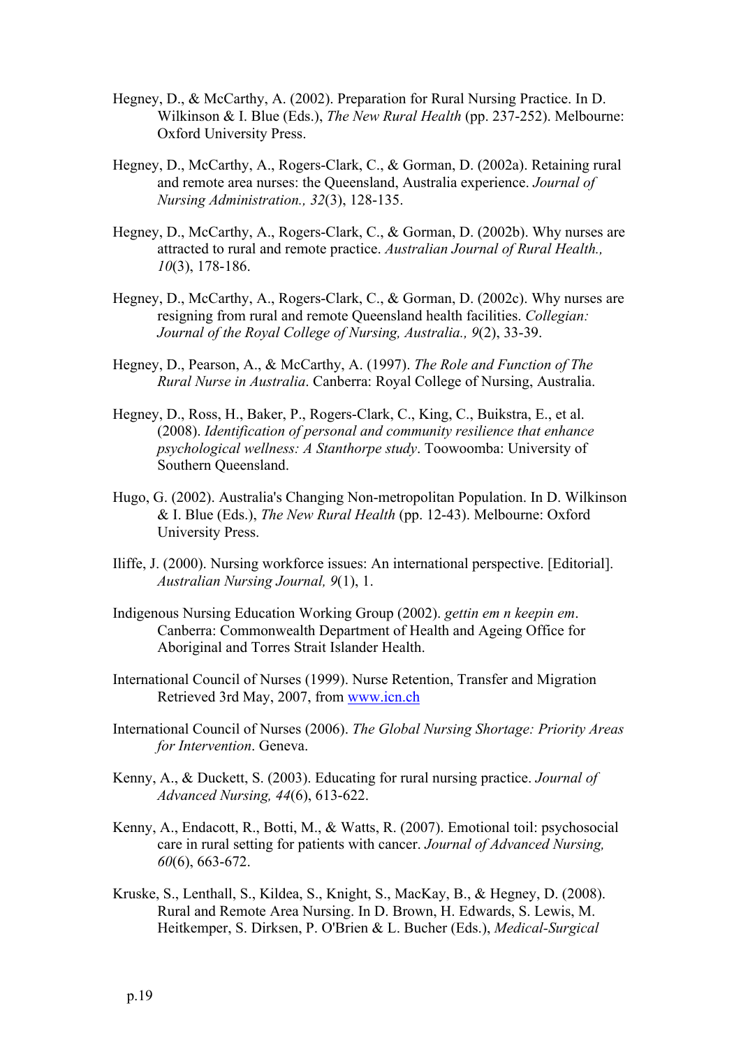Hegney, D., & McCarthy, A. (2002). Preparation for Rural Nursing Practice. In D. Wilkinson & I. Blue (Eds.), *The New Rural Health* (pp. 237-252). Melbourne: Oxford University Press.

Hegney, D., McCarthy, A., Rogers-Clark, C., & Gorman, D. (2002a). Retaining rural and remote area nurses: the Queensland, Australia experience. *Journal of Nursing Administration., 32*(3), 128-135.

Hegney, D., McCarthy, A., Rogers-Clark, C., & Gorman, D. (2002b). Why nurses are attracted to rural and remote practice. *Australian Journal of Rural Health., 10*(3), 178-186.

Hegney, D., McCarthy, A., Rogers-Clark, C., & Gorman, D. (2002c). Why nurses are resigning from rural and remote Queensland health facilities. *Collegian: Journal of the Royal College of Nursing, Australia., 9*(2), 33-39.

Hegney, D., Pearson, A., & McCarthy, A. (1997). *The Role and Function of The Rural Nurse in Australia*. Canberra: Royal College of Nursing, Australia.

Hegney, D., Ross, H., Baker, P., Rogers-Clark, C., King, C., Buikstra, E., et al. (2008). *Identification of personal and community resilience that enhance psychological wellness: A Stanthorpe study*. Toowoomba: University of Southern Queensland.

Hugo, G. (2002). Australia's Changing Non-metropolitan Population. In D. Wilkinson & I. Blue (Eds.), *The New Rural Health* (pp. 12-43). Melbourne: Oxford University Press.

Iliffe, J. (2000). Nursing workforce issues: An international perspective. [Editorial]. *Australian Nursing Journal, 9*(1), 1.

Indigenous Nursing Education Working Group (2002). *gettin em n keepin em*. Canberra: Commonwealth Department of Health and Ageing Office for Aboriginal and Torres Strait Islander Health.

International Council of Nurses (1999). Nurse Retention, Transfer and Migration Retrieved 3rd May, 2007, from [www.icn.ch](www.icn.ch)

International Council of Nurses (2006). *The Global Nursing Shortage: Priority Areas for Intervention*. Geneva.

Kenny, A., & Duckett, S. (2003). Educating for rural nursing practice. *Journal of Advanced Nursing, 44*(6), 613-622.

Kenny, A., Endacott, R., Botti, M., & Watts, R. (2007). Emotional toil: psychosocial care in rural setting for patients with cancer. *Journal of Advanced Nursing, 60*(6), 663-672.

Kruske, S., Lenthall, S., Kildea, S., Knight, S., MacKay, B., & Hegney, D. (2008). Rural and Remote Area Nursing. In D. Brown, H. Edwards, S. Lewis, M. Heitkemper, S. Dirksen, P. O'Brien & L. Bucher (Eds.), *Medical-Surgical*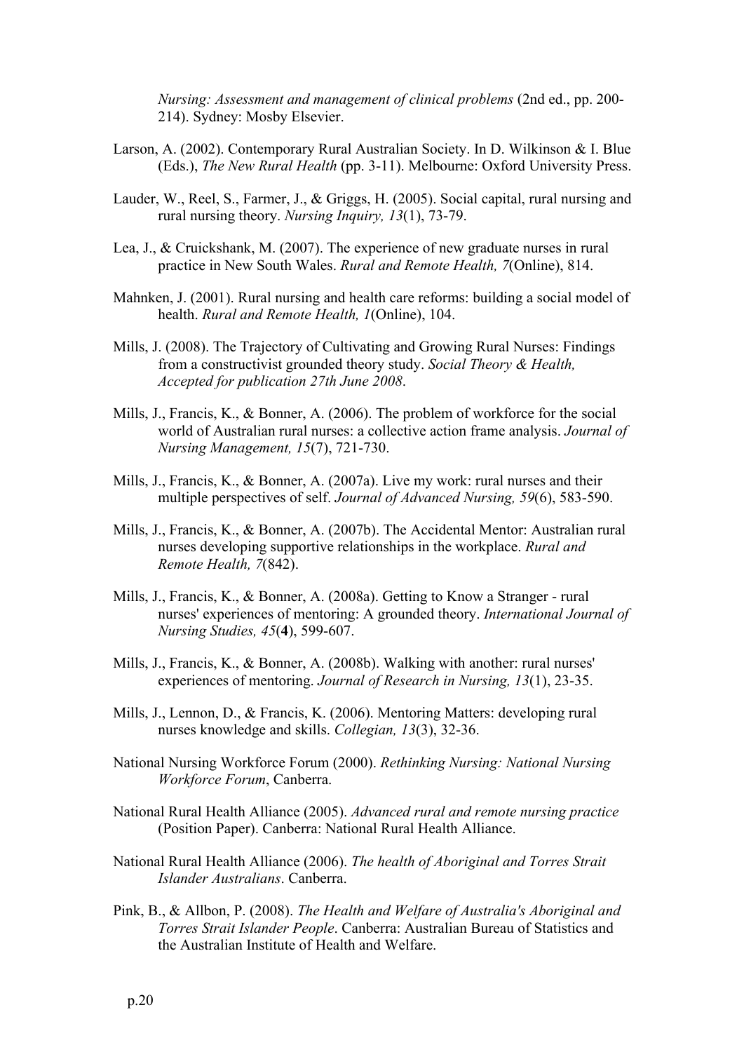*Nursing: Assessment and management of clinical problems* (2nd ed., pp. 200-214). Sydney: Mosby Elsevier.

Larson, A. (2002). Contemporary Rural Australian Society. In D. Wilkinson & I. Blue (Eds.), *The New Rural Health* (pp. 3-11). Melbourne: Oxford University Press.

Lauder, W., Reel, S., Farmer, J., & Griggs, H. (2005). Social capital, rural nursing and rural nursing theory. *Nursing Inquiry, 13*(1), 73-79.

Lea, J., & Cruickshank, M. (2007). The experience of new graduate nurses in rural practice in New South Wales. *Rural and Remote Health, 7*(Online), 814.

Mahnken, J. (2001). Rural nursing and health care reforms: building a social model of health. *Rural and Remote Health, 1*(Online), 104.

Mills, J. (2008). The Trajectory of Cultivating and Growing Rural Nurses: Findings from a constructivist grounded theory study. *Social Theory & Health, Accepted for publication 27th June 2008*.

Mills, J., Francis, K., & Bonner, A. (2006). The problem of workforce for the social world of Australian rural nurses: a collective action frame analysis. *Journal of Nursing Management, 15*(7), 721-730.

Mills, J., Francis, K., & Bonner, A. (2007a). Live my work: rural nurses and their multiple perspectives of self. *Journal of Advanced Nursing, 59*(6), 583-590.

Mills, J., Francis, K., & Bonner, A. (2007b). The Accidental Mentor: Australian rural nurses developing supportive relationships in the workplace. *Rural and Remote Health, 7*(842).

Mills, J., Francis, K., & Bonner, A. (2008a). Getting to Know a Stranger - rural nurses' experiences of mentoring: A grounded theory. *International Journal of Nursing Studies, 45*(**4**), 599-607.

Mills, J., Francis, K., & Bonner, A. (2008b). Walking with another: rural nurses' experiences of mentoring. *Journal of Research in Nursing, 13*(1), 23-35.

Mills, J., Lennon, D., & Francis, K. (2006). Mentoring Matters: developing rural nurses knowledge and skills. *Collegian, 13*(3), 32-36.

National Nursing Workforce Forum (2000). *Rethinking Nursing: National Nursing Workforce Forum*, Canberra.

National Rural Health Alliance (2005). *Advanced rural and remote nursing practice* (Position Paper). Canberra: National Rural Health Alliance.

National Rural Health Alliance (2006). *The health of Aboriginal and Torres Strait Islander Australians*. Canberra.

Pink, B., & Allbon, P. (2008). *The Health and Welfare of Australia's Aboriginal and Torres Strait Islander People*. Canberra: Australian Bureau of Statistics and the Australian Institute of Health and Welfare.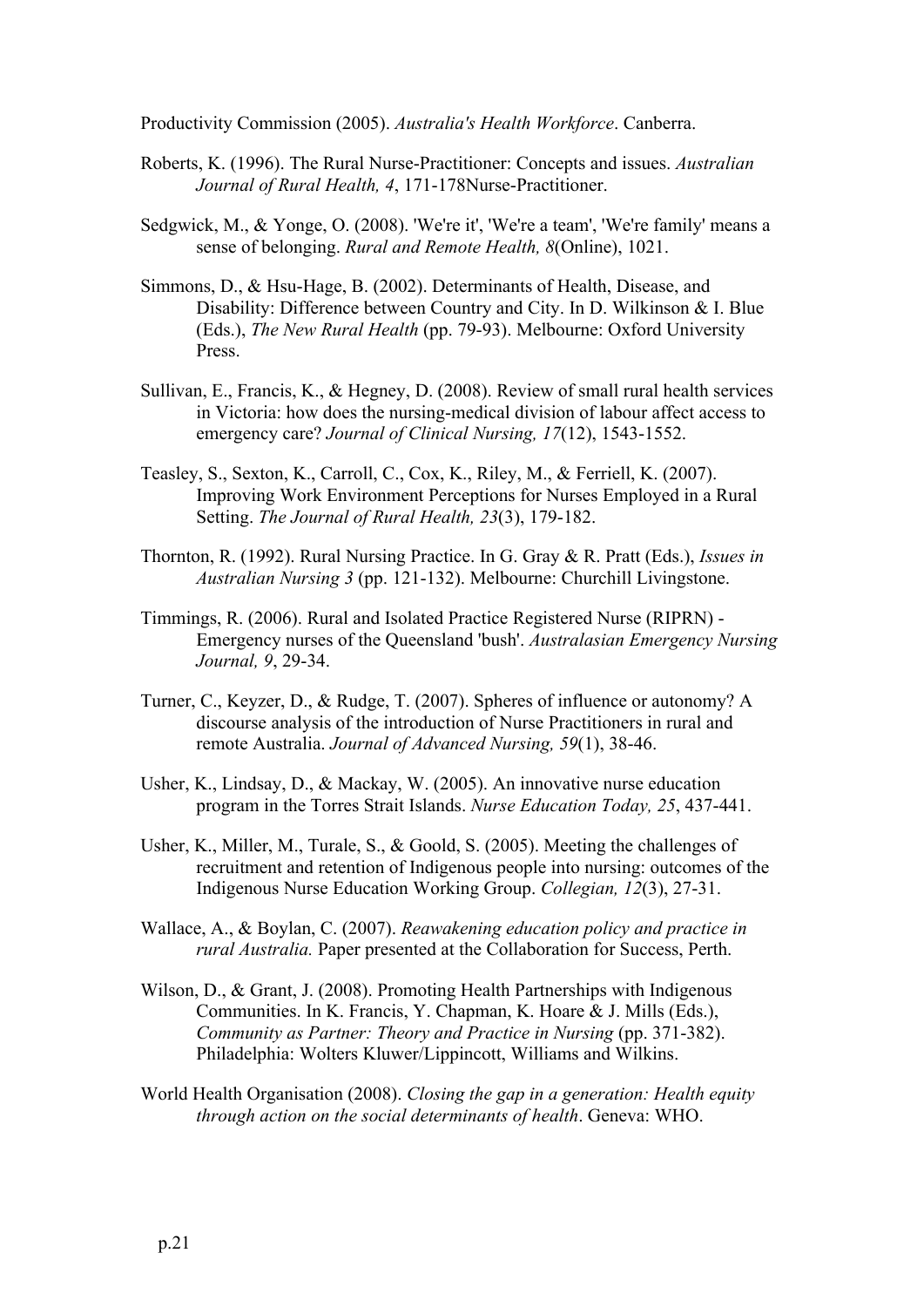Productivity Commission (2005). *Australia's Health Workforce*. Canberra.

Roberts, K. (1996). The Rural Nurse-Practitioner: Concepts and issues. *Australian Journal of Rural Health, 4*, 171-178Nurse-Practitioner.

Sedgwick, M., & Yonge, O. (2008). 'We're it', 'We're a team', 'We're family' means a sense of belonging. *Rural and Remote Health, 8*(Online), 1021.

Simmons, D., & Hsu-Hage, B. (2002). Determinants of Health, Disease, and Disability: Difference between Country and City. In D. Wilkinson & I. Blue (Eds.), *The New Rural Health* (pp. 79-93). Melbourne: Oxford University Press.

Sullivan, E., Francis, K., & Hegney, D. (2008). Review of small rural health services in Victoria: how does the nursing-medical division of labour affect access to emergency care? *Journal of Clinical Nursing, 17*(12), 1543-1552.

Teasley, S., Sexton, K., Carroll, C., Cox, K., Riley, M., & Ferriell, K. (2007). Improving Work Environment Perceptions for Nurses Employed in a Rural Setting. *The Journal of Rural Health, 23*(3), 179-182.

Thornton, R. (1992). Rural Nursing Practice. In G. Gray & R. Pratt (Eds.), *Issues in Australian Nursing 3* (pp. 121-132). Melbourne: Churchill Livingstone.

Timmings, R. (2006). Rural and Isolated Practice Registered Nurse (RIPRN) - Emergency nurses of the Queensland 'bush'. *Australasian Emergency Nursing Journal, 9*, 29-34.

Turner, C., Keyzer, D., & Rudge, T. (2007). Spheres of influence or autonomy? A discourse analysis of the introduction of Nurse Practitioners in rural and remote Australia. *Journal of Advanced Nursing, 59*(1), 38-46.

Usher, K., Lindsay, D., & Mackay, W. (2005). An innovative nurse education program in the Torres Strait Islands. *Nurse Education Today, 25*, 437-441.

Usher, K., Miller, M., Turale, S., & Goold, S. (2005). Meeting the challenges of recruitment and retention of Indigenous people into nursing: outcomes of the Indigenous Nurse Education Working Group. *Collegian, 12*(3), 27-31.

Wallace, A., & Boylan, C. (2007). *Reawakening education policy and practice in rural Australia.* Paper presented at the Collaboration for Success, Perth.

Wilson, D., & Grant, J. (2008). Promoting Health Partnerships with Indigenous Communities. In K. Francis, Y. Chapman, K. Hoare & J. Mills (Eds.), *Community as Partner: Theory and Practice in Nursing* (pp. 371-382). Philadelphia: Wolters Kluwer/Lippincott, Williams and Wilkins.

World Health Organisation (2008). *Closing the gap in a generation: Health equity through action on the social determinants of health*. Geneva: WHO.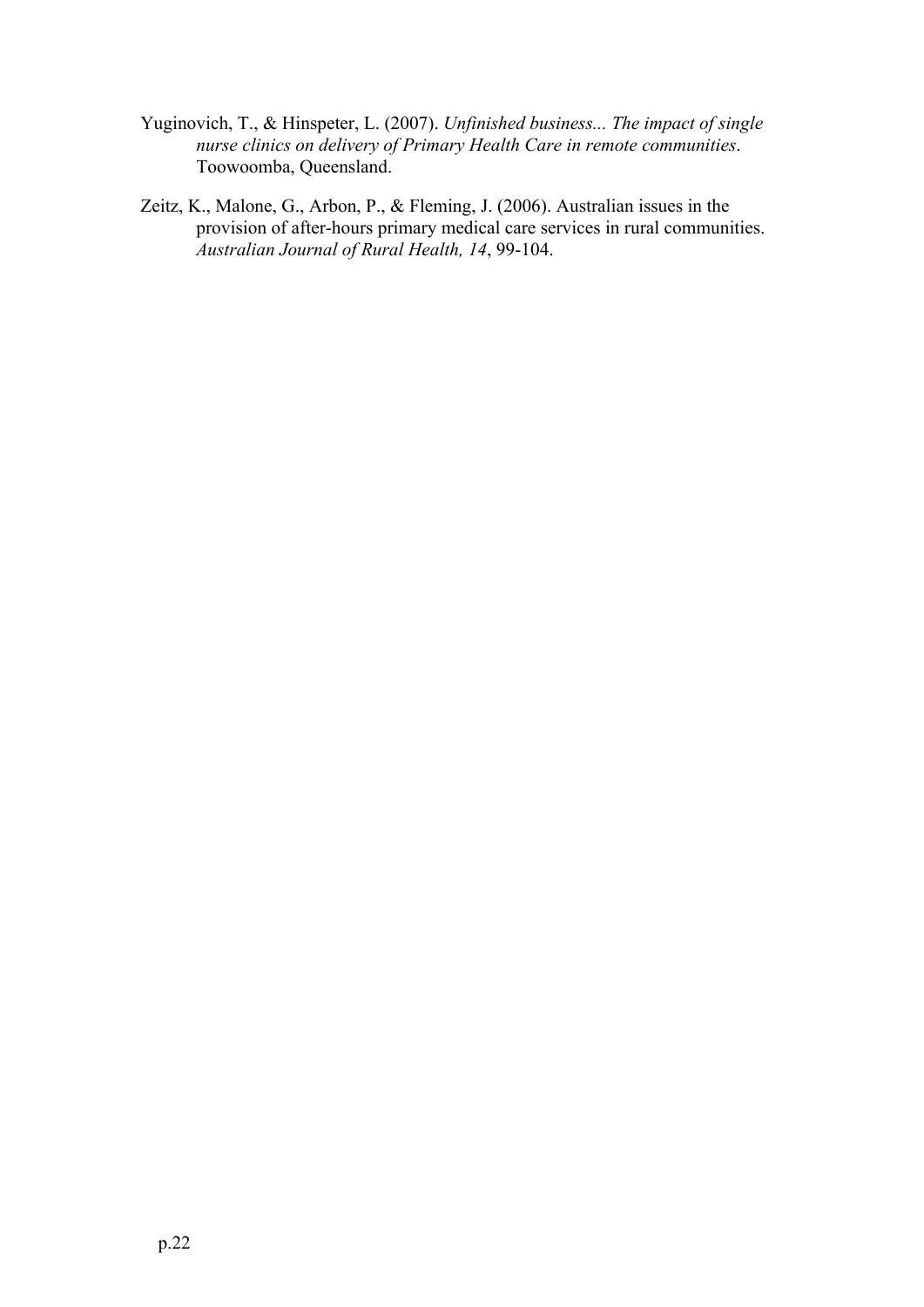Yuginovich, T., & Hinspeter, L. (2007). *Unfinished business... The impact of single nurse clinics on delivery of Primary Health Care in remote communities*. Toowoomba, Queensland.

Zeitz, K., Malone, G., Arbon, P., & Fleming, J. (2006). Australian issues in the provision of after-hours primary medical care services in rural communities. *Australian Journal of Rural Health, 14*, 99-104.